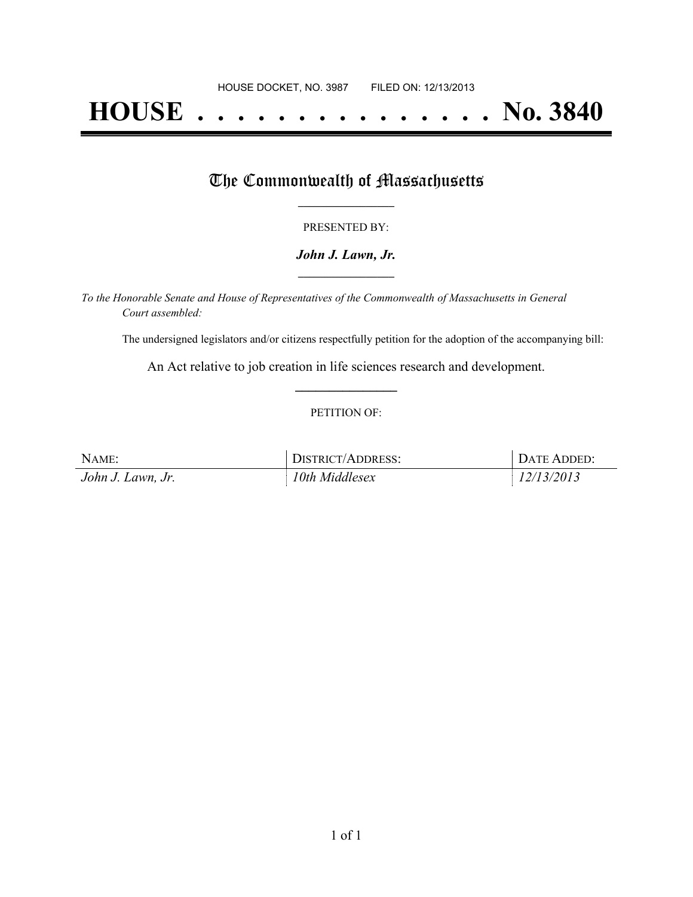HOUSE DOCKET, NO. 3987 FILED ON: 12/13/2013

# HOUSE . . . . . . . . . . . . . . . No. 3840

## The Commonwealth of Massachusetts

PRESENTED BY:

***John J. Lawn, Jr.***

*To the Honorable Senate and House of Representatives of the Commonwealth of Massachusetts in General Court assembled:*

The undersigned legislators and/or citizens respectfully petition for the adoption of the accompanying bill:

An Act relative to job creation in life sciences research and development.

PETITION OF:

| NAME: | DISTRICT/ADDRESS: | DATE ADDED: |
| --- | --- | --- |
| *John J. Lawn, Jr.* | *10th Middlesex* | *12/13/2013* |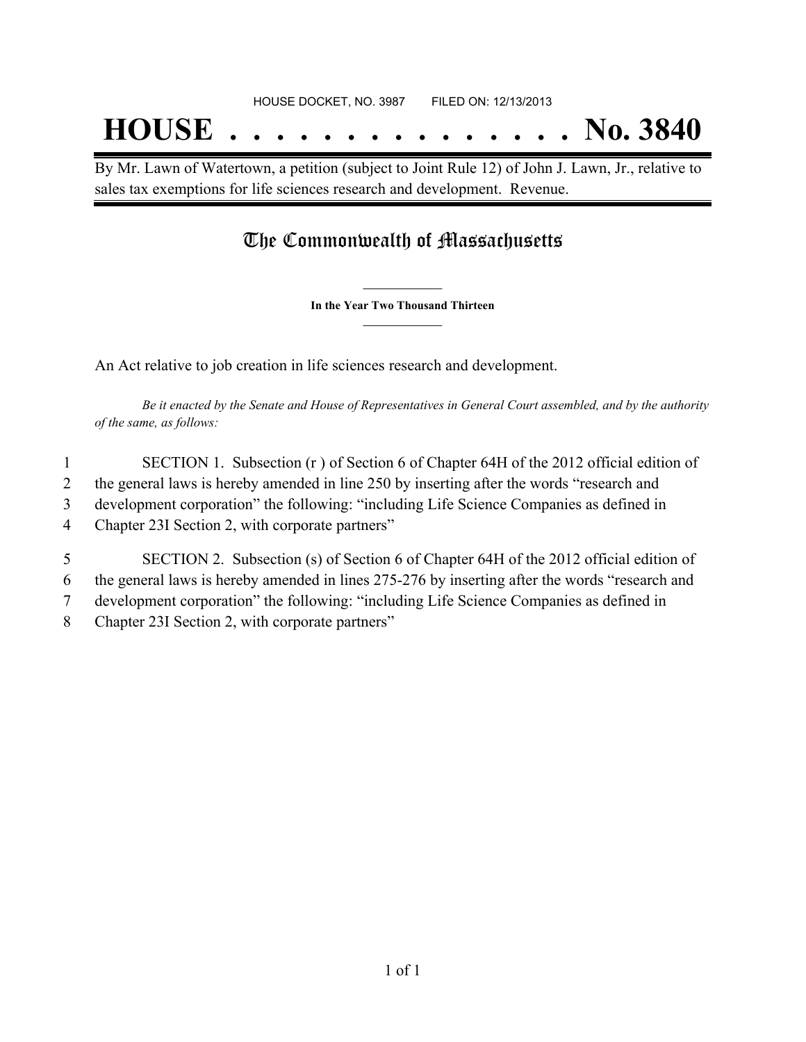HOUSE DOCKET, NO. 3987 FILED ON: 12/13/2013

# HOUSE . . . . . . . . . . . . . . . No. 3840

By Mr. Lawn of Watertown, a petition (subject to Joint Rule 12) of John J. Lawn, Jr., relative to sales tax exemptions for life sciences research and development. Revenue.

## The Commonwealth of Massachusetts

**In the Year Two Thousand Thirteen**

An Act relative to job creation in life sciences research and development.

*Be it enacted by the Senate and House of Representatives in General Court assembled, and by the authority of the same, as follows:*

1 SECTION 1. Subsection (r ) of Section 6 of Chapter 64H of the 2012 official edition of
2 the general laws is hereby amended in line 250 by inserting after the words "research and
3 development corporation" the following: "including Life Science Companies as defined in
4 Chapter 23I Section 2, with corporate partners"

5 SECTION 2. Subsection (s) of Section 6 of Chapter 64H of the 2012 official edition of
6 the general laws is hereby amended in lines 275-276 by inserting after the words "research and
7 development corporation" the following: "including Life Science Companies as defined in
8 Chapter 23I Section 2, with corporate partners"